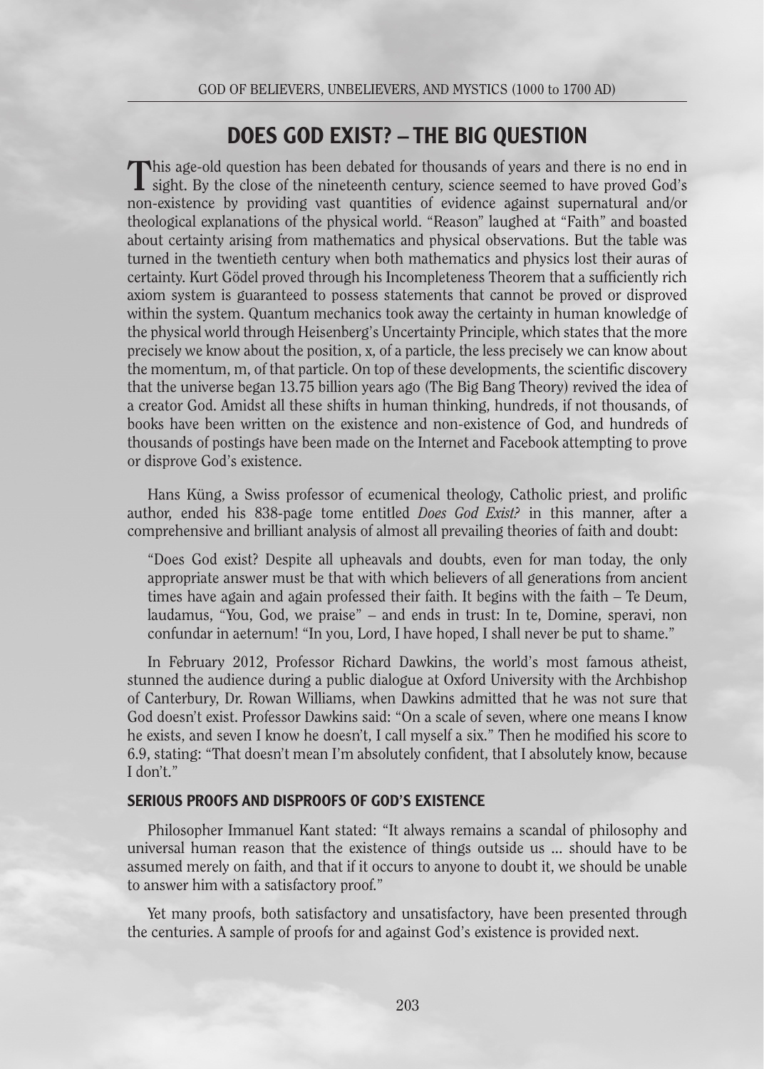## DOES GOD EXIST? – THE BIG QUESTION

This age-old question has been debated for thousands of years and there is no end in sight. By the close of the nineteenth century, science seemed to have proved God's non-existence by providing vast quantities of evidence against supernatural and/or theological explanations of the physical world. "Reason" laughed at "Faith" and boasted about certainty arising from mathematics and physical observations. But the table was turned in the twentieth century when both mathematics and physics lost their auras of certainty. Kurt Gödel proved through his Incompleteness Theorem that a sufficiently rich axiom system is guaranteed to possess statements that cannot be proved or disproved within the system. Quantum mechanics took away the certainty in human knowledge of the physical world through Heisenberg's Uncertainty Principle, which states that the more precisely we know about the position, x, of a particle, the less precisely we can know about the momentum, m, of that particle. On top of these developments, the scientific discovery that the universe began 13.75 billion years ago (The Big Bang Theory) revived the idea of a creator God. Amidst all these shifts in human thinking, hundreds, if not thousands, of books have been written on the existence and non-existence of God, and hundreds of thousands of postings have been made on the Internet and Facebook attempting to prove or disprove God's existence.

Hans Küng, a Swiss professor of ecumenical theology, Catholic priest, and prolific author, ended his 838-page tome entitled *Does God Exist?* in this manner, after a comprehensive and brilliant analysis of almost all prevailing theories of faith and doubt:

> "Does God exist? Despite all upheavals and doubts, even for man today, the only appropriate answer must be that with which believers of all generations from ancient times have again and again professed their faith. It begins with the faith – Te Deum, laudamus, "You, God, we praise" – and ends in trust: In te, Domine, speravi, non confundar in aeternum! "In you, Lord, I have hoped, I shall never be put to shame."

In February 2012, Professor Richard Dawkins, the world's most famous atheist, stunned the audience during a public dialogue at Oxford University with the Archbishop of Canterbury, Dr. Rowan Williams, when Dawkins admitted that he was not sure that God doesn't exist. Professor Dawkins said: "On a scale of seven, where one means I know he exists, and seven I know he doesn't, I call myself a six." Then he modified his score to 6.9, stating: "That doesn't mean I'm absolutely confident, that I absolutely know, because I don't."

### SERIOUS PROOFS AND DISPROOFS OF GOD'S EXISTENCE

Philosopher Immanuel Kant stated: "It always remains a scandal of philosophy and universal human reason that the existence of things outside us ... should have to be assumed merely on faith, and that if it occurs to anyone to doubt it, we should be unable to answer him with a satisfactory proof."

Yet many proofs, both satisfactory and unsatisfactory, have been presented through the centuries. A sample of proofs for and against God's existence is provided next.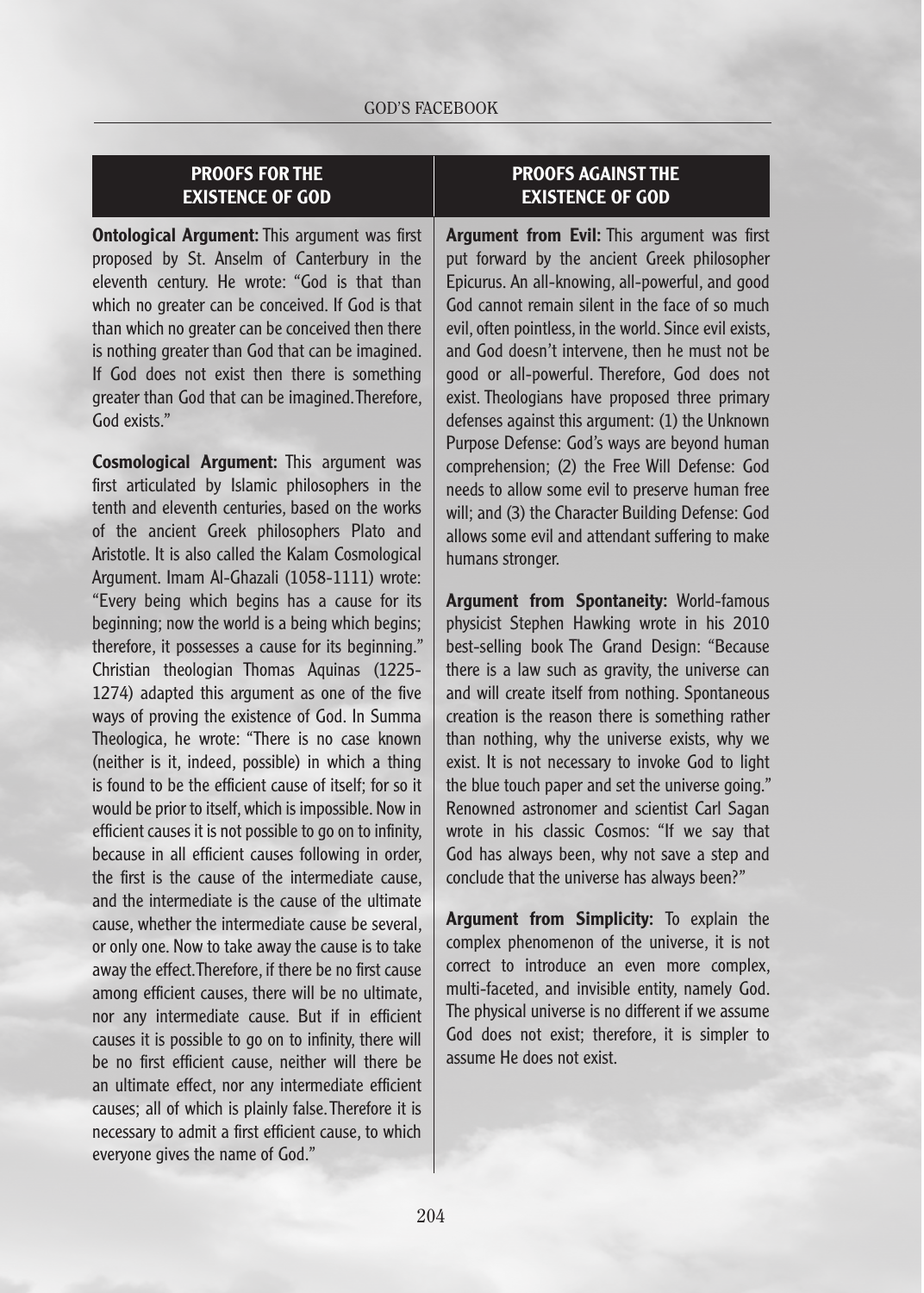## PROOFS FOR THE EXISTENCE OF GOD

**Ontological Argument:** This argument was first proposed by St. Anselm of Canterbury in the eleventh century. He wrote: "God is that than which no greater can be conceived. If God is that than which no greater can be conceived then there is nothing greater than God that can be imagined. If God does not exist then there is something greater than God that can be imagined. Therefore, God exists."

**Cosmological Argument:** This argument was first articulated by Islamic philosophers in the tenth and eleventh centuries, based on the works of the ancient Greek philosophers Plato and Aristotle. It is also called the Kalam Cosmological Argument. Imam Al-Ghazali (1058-1111) wrote: "Every being which begins has a cause for its beginning; now the world is a being which begins; therefore, it possesses a cause for its beginning." Christian theologian Thomas Aquinas (1225-1274) adapted this argument as one of the five ways of proving the existence of God. In Summa Theologica, he wrote: "There is no case known (neither is it, indeed, possible) in which a thing is found to be the efficient cause of itself; for so it would be prior to itself, which is impossible. Now in efficient causes it is not possible to go on to infinity, because in all efficient causes following in order, the first is the cause of the intermediate cause, and the intermediate is the cause of the ultimate cause, whether the intermediate cause be several, or only one. Now to take away the cause is to take away the effect. Therefore, if there be no first cause among efficient causes, there will be no ultimate, nor any intermediate cause. But if in efficient causes it is possible to go on to infinity, there will be no first efficient cause, neither will there be an ultimate effect, nor any intermediate efficient causes; all of which is plainly false. Therefore it is necessary to admit a first efficient cause, to which everyone gives the name of God."

## PROOFS AGAINST THE EXISTENCE OF GOD

**Argument from Evil:** This argument was first put forward by the ancient Greek philosopher Epicurus. An all-knowing, all-powerful, and good God cannot remain silent in the face of so much evil, often pointless, in the world. Since evil exists, and God doesn't intervene, then he must not be good or all-powerful. Therefore, God does not exist. Theologians have proposed three primary defenses against this argument: (1) the Unknown Purpose Defense: God's ways are beyond human comprehension; (2) the Free Will Defense: God needs to allow some evil to preserve human free will; and (3) the Character Building Defense: God allows some evil and attendant suffering to make humans stronger.

**Argument from Spontaneity:** World-famous physicist Stephen Hawking wrote in his 2010 best-selling book The Grand Design: "Because there is a law such as gravity, the universe can and will create itself from nothing. Spontaneous creation is the reason there is something rather than nothing, why the universe exists, why we exist. It is not necessary to invoke God to light the blue touch paper and set the universe going." Renowned astronomer and scientist Carl Sagan wrote in his classic Cosmos: "If we say that God has always been, why not save a step and conclude that the universe has always been?"

**Argument from Simplicity:** To explain the complex phenomenon of the universe, it is not correct to introduce an even more complex, multi-faceted, and invisible entity, namely God. The physical universe is no different if we assume God does not exist; therefore, it is simpler to assume He does not exist.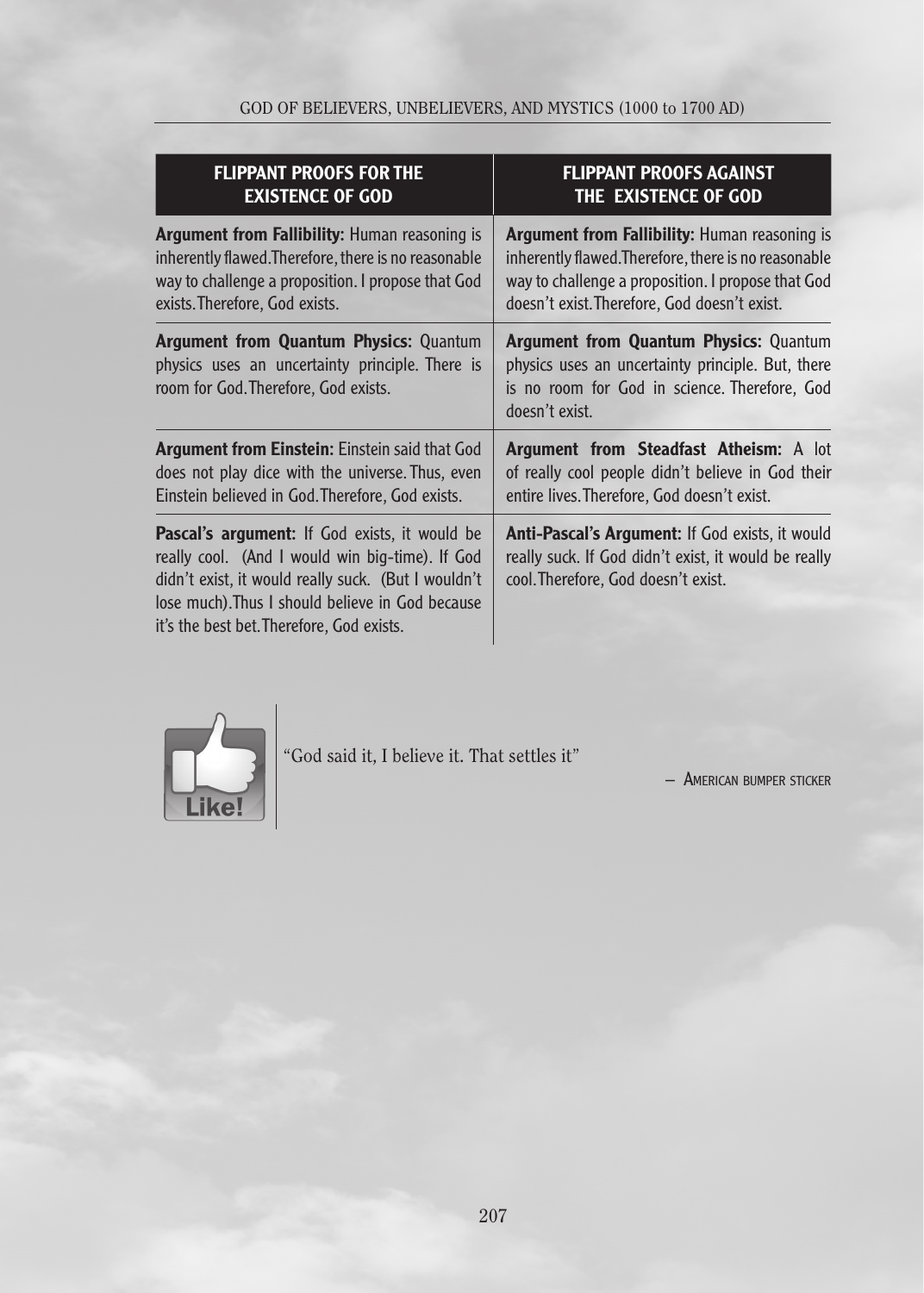| FLIPPANT PROOFS FOR THE EXISTENCE OF GOD | FLIPPANT PROOFS AGAINST THE EXISTENCE OF GOD |
| --- | --- |
| **Argument from Fallibility:** Human reasoning is inherently flawed. Therefore, there is no reasonable way to challenge a proposition. I propose that God exists. Therefore, God exists. | **Argument from Fallibility:** Human reasoning is inherently flawed. Therefore, there is no reasonable way to challenge a proposition. I propose that God doesn't exist. Therefore, God doesn't exist. |
| **Argument from Quantum Physics:** Quantum physics uses an uncertainty principle. There is room for God. Therefore, God exists. | **Argument from Quantum Physics:** Quantum physics uses an uncertainty principle. But, there is no room for God in science. Therefore, God doesn't exist. |
| **Argument from Einstein:** Einstein said that God does not play dice with the universe. Thus, even Einstein believed in God. Therefore, God exists. | **Argument from Steadfast Atheism:** A lot of really cool people didn't believe in God their entire lives. Therefore, God doesn't exist. |
| **Pascal's argument:** If God exists, it would be really cool. (And I would win big-time). If God didn't exist, it would really suck. (But I wouldn't lose much). Thus I should believe in God because it's the best bet. Therefore, God exists. | **Anti-Pascal's Argument:** If God exists, it would really suck. If God didn't exist, it would be really cool. Therefore, God doesn't exist. |

Like!

"God said it, I believe it. That settles it"

— American bumper sticker